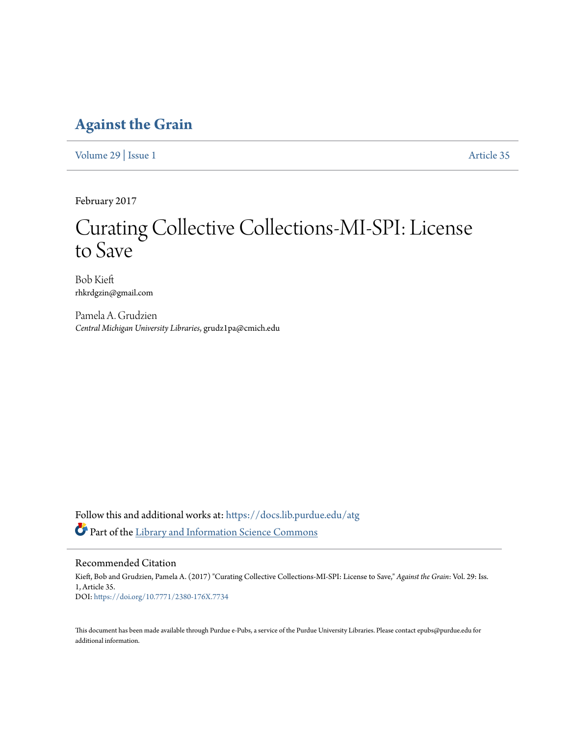# Against the Grain

Volume 29 | Issue 1 Article 35

February 2017

# Curating Collective Collections-MI-SPI: License to Save

Bob Kieft
rhkrdgzin@gmail.com

Pamela A. Grudzien
*Central Michigan University Libraries*, grudz1pa@cmich.edu

Follow this and additional works at: https://docs.lib.purdue.edu/atg

Part of the Library and Information Science Commons

## Recommended Citation

Kieft, Bob and Grudzien, Pamela A. (2017) "Curating Collective Collections-MI-SPI: License to Save," *Against the Grain*: Vol. 29: Iss. 1, Article 35.
DOI: https://doi.org/10.7771/2380-176X.7734

This document has been made available through Purdue e-Pubs, a service of the Purdue University Libraries. Please contact epubs@purdue.edu for additional information.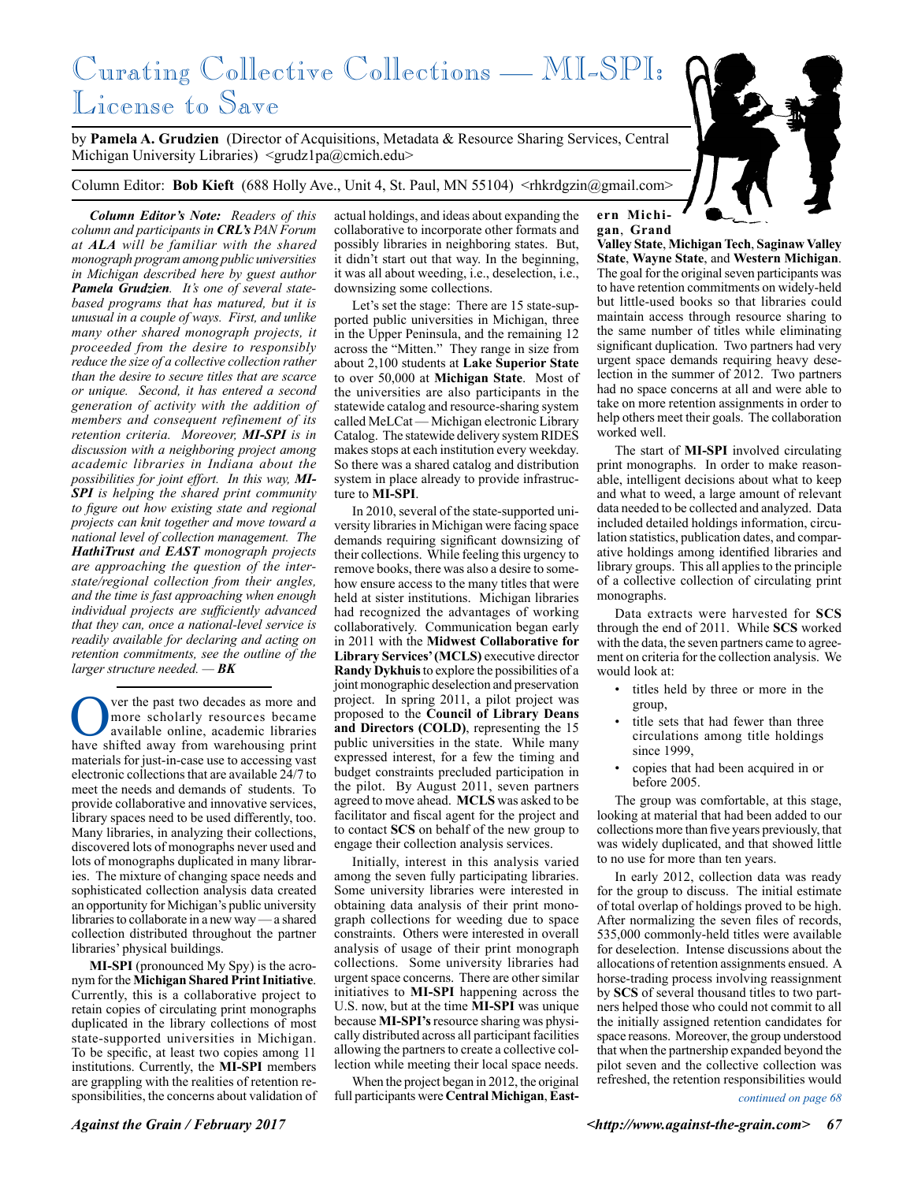# Curating Collective Collections — MI-SPI: License to Save

by **Pamela A. Grudzien** (Director of Acquisitions, Metadata & Resource Sharing Services, Central Michigan University Libraries) <grudz1pa@cmich.edu>

Column Editor: **Bob Kieft** (688 Holly Ave., Unit 4, St. Paul, MN 55104) <rhkrdgzin@gmail.com>

***Column Editor's Note:*** *Readers of this column and participants in **CRL's** PAN Forum at **ALA** will be familiar with the shared monograph program among public universities in Michigan described here by guest author **Pamela Grudzien**. It's one of several state-based programs that has matured, but it is unusual in a couple of ways. First, and unlike many other shared monograph projects, it proceeded from the desire to responsibly reduce the size of a collective collection rather than the desire to secure titles that are scarce or unique. Second, it has entered a second generation of activity with the addition of members and consequent refinement of its retention criteria. Moreover, **MI-SPI** is in discussion with a neighboring project among academic libraries in Indiana about the possibilities for joint effort. In this way, **MI-SPI** is helping the shared print community to figure out how existing state and regional projects can knit together and move toward a national level of collection management. The **HathiTrust** and **EAST** monograph projects are approaching the question of the inter-state/regional collection from their angles, and the time is fast approaching when enough individual projects are sufficiently advanced that they can, once a national-level service is readily available for declaring and acting on retention commitments, see the outline of the larger structure needed. — **BK***

Over the past two decades as more and more scholarly resources became available online, academic libraries have shifted away from warehousing print materials for just-in-case use to accessing vast electronic collections that are available 24/7 to meet the needs and demands of students. To provide collaborative and innovative services, library spaces need to be used differently, too. Many libraries, in analyzing their collections, discovered lots of monographs never used and lots of monographs duplicated in many libraries. The mixture of changing space needs and sophisticated collection analysis data created an opportunity for Michigan's public university libraries to collaborate in a new way — a shared collection distributed throughout the partner libraries' physical buildings.

**MI-SPI** (pronounced My Spy) is the acronym for the **Michigan Shared Print Initiative**. Currently, this is a collaborative project to retain copies of circulating print monographs duplicated in the library collections of most state-supported universities in Michigan. To be specific, at least two copies among 11 institutions. Currently, the **MI-SPI** members are grappling with the realities of retention responsibilities, the concerns about validation of actual holdings, and ideas about expanding the collaborative to incorporate other formats and possibly libraries in neighboring states. But, it didn't start out that way. In the beginning, it was all about weeding, i.e., deselection, i.e., downsizing some collections.

Let's set the stage: There are 15 state-supported public universities in Michigan, three in the Upper Peninsula, and the remaining 12 across the "Mitten." They range in size from about 2,100 students at **Lake Superior State** to over 50,000 at **Michigan State**. Most of the universities are also participants in the statewide catalog and resource-sharing system called MeLCat — Michigan electronic Library Catalog. The statewide delivery system RIDES makes stops at each institution every weekday. So there was a shared catalog and distribution system in place already to provide infrastructure to **MI-SPI**.

In 2010, several of the state-supported university libraries in Michigan were facing space demands requiring significant downsizing of their collections. While feeling this urgency to remove books, there was also a desire to somehow ensure access to the many titles that were held at sister institutions. Michigan libraries had recognized the advantages of working collaboratively. Communication began early in 2011 with the **Midwest Collaborative for Library Services' (MCLS)** executive director **Randy Dykhuis** to explore the possibilities of a joint monographic deselection and preservation project. In spring 2011, a pilot project was proposed to the **Council of Library Deans and Directors (COLD)**, representing the 15 public universities in the state. While many expressed interest, for a few the timing and budget constraints precluded participation in the pilot. By August 2011, seven partners agreed to move ahead. **MCLS** was asked to be facilitator and fiscal agent for the project and to contact **SCS** on behalf of the new group to engage their collection analysis services.

Initially, interest in this analysis varied among the seven fully participating libraries. Some university libraries were interested in obtaining data analysis of their print monograph collections for weeding due to space constraints. Others were interested in overall analysis of usage of their print monograph collections. Some university libraries had urgent space concerns. There are other similar initiatives to **MI-SPI** happening across the U.S. now, but at the time **MI-SPI** was unique because **MI-SPI's** resource sharing was physically distributed across all participant facilities allowing the partners to create a collective collection while meeting their local space needs.

When the project began in 2012, the original full participants were **Central Michigan**, **Eastern Michigan**, **Grand Valley State**, **Michigan Tech**, **Saginaw Valley State**, **Wayne State**, and **Western Michigan**. The goal for the original seven partners was to have retention commitments on widely-held but little-used books so that libraries could maintain access through resource sharing to the same number of titles while eliminating significant duplication. Two partners had very urgent space demands requiring heavy deselection in the summer of 2012. Two partners had no space concerns at all and were able to take on more retention assignments in order to help others meet their goals. The collaboration worked well.

The start of **MI-SPI** involved circulating print monographs. In order to make reasonable, intelligent decisions about what to keep and what to weed, a large amount of relevant data needed to be collected and analyzed. Data included detailed holdings information, circulation statistics, publication dates, and comparative holdings among identified libraries and library groups. This all applies to the principle of a collective collection of circulating print monographs.

Data extracts were harvested for **SCS** through the end of 2011. While **SCS** worked with the data, the seven partners came to agreement on criteria for the collection analysis. We would look at:

- titles held by three or more in the group,
- title sets that had fewer than three circulations among title holdings since 1999,
- copies that had been acquired in or before 2005.

The group was comfortable, at this stage, looking at material that had been added to our collections more than five years previously, that was widely duplicated, and that showed little to no use for more than ten years.

In early 2012, collection data was ready for the group to discuss. The initial estimate of total overlap of holdings proved to be high. After normalizing the seven files of records, 535,000 commonly-held titles were available for deselection. Intense discussions about the allocations of retention assignments ensued. A horse-trading process involving reassignment by **SCS** of several thousand titles to two partners helped those who could not commit to all the initially assigned retention candidates for space reasons. Moreover, the group understood that when the partnership expanded beyond the pilot seven and the collective collection was refreshed, the retention responsibilities would

*continued on page 68*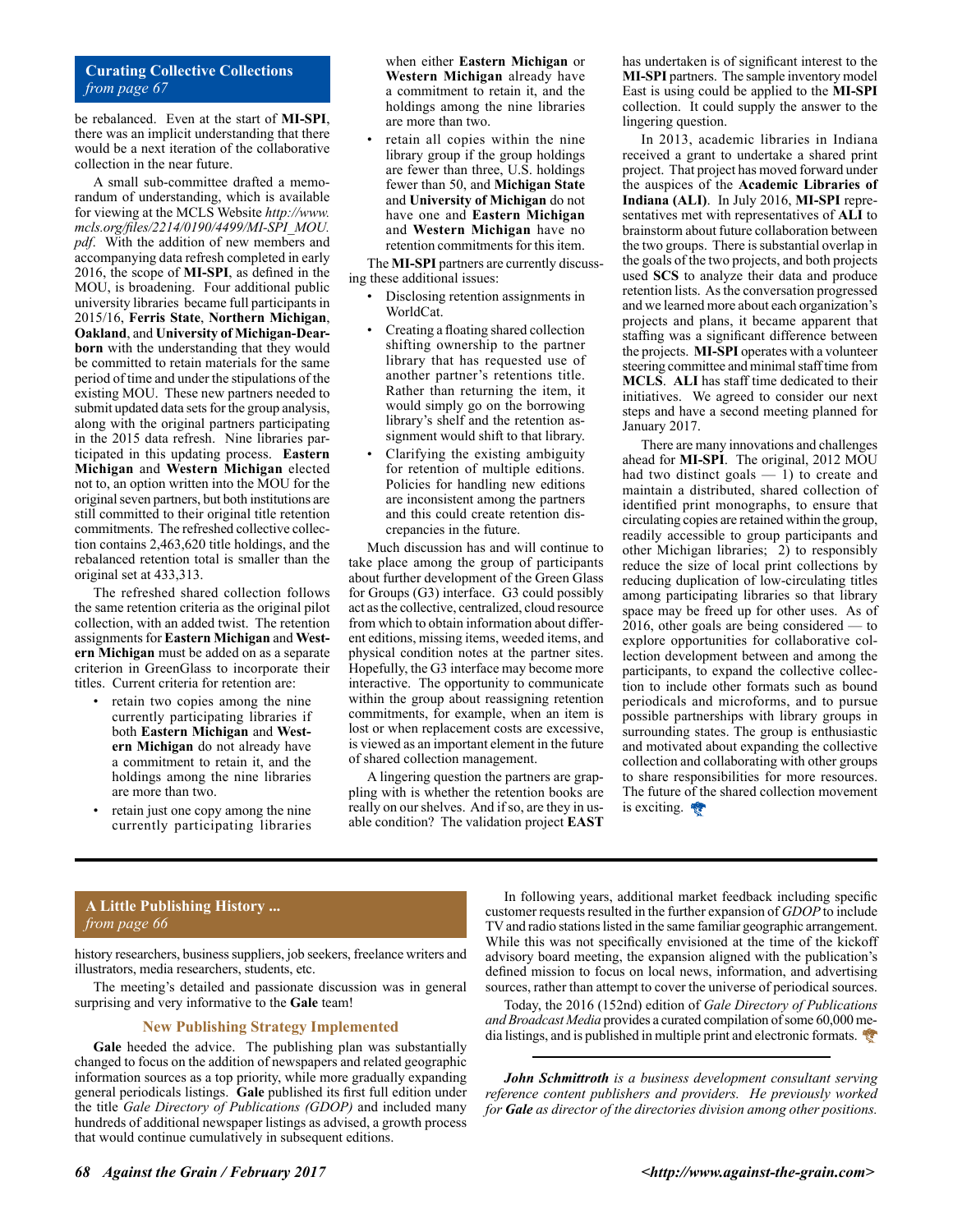## Curating Collective Collections
*from page 67*

be rebalanced. Even at the start of **MI-SPI**, there was an implicit understanding that there would be a next iteration of the collaborative collection in the near future.

A small sub-committee drafted a memorandum of understanding, which is available for viewing at the MCLS Website *http://www.mcls.org/files/2214/0190/4499/MI-SPI_MOU.pdf*. With the addition of new members and accompanying data refresh completed in early 2016, the scope of **MI-SPI**, as defined in the MOU, is broadening. Four additional public university libraries became full participants in 2015/16, **Ferris State**, **Northern Michigan**, **Oakland**, and **University of Michigan-Dearborn** with the understanding that they would be committed to retain materials for the same period of time and under the stipulations of the existing MOU. These new partners needed to submit updated data sets for the group analysis, along with the original partners participating in the 2015 data refresh. Nine libraries participated in this updating process. **Eastern Michigan** and **Western Michigan** elected not to, an option written into the MOU for the original seven partners, but both institutions are still committed to their original title retention commitments. The refreshed collective collection contains 2,463,620 title holdings, and the rebalanced retention total is smaller than the original set at 433,313.

The refreshed shared collection follows the same retention criteria as the original pilot collection, with an added twist. The retention assignments for **Eastern Michigan** and **Western Michigan** must be added on as a separate criterion in GreenGlass to incorporate their titles. Current criteria for retention are:

- retain two copies among the nine currently participating libraries if both **Eastern Michigan** and **Western Michigan** do not already have a commitment to retain it, and the holdings among the nine libraries are more than two.
- retain just one copy among the nine currently participating libraries when either **Eastern Michigan** or **Western Michigan** already have a commitment to retain it, and the holdings among the nine libraries are more than two.
- retain all copies within the nine library group if the group holdings are fewer than three, U.S. holdings fewer than 50, and **Michigan State** and **University of Michigan** do not have one and **Eastern Michigan** and **Western Michigan** have no retention commitments for this item.

The **MI-SPI** partners are currently discussing these additional issues:

- Disclosing retention assignments in WorldCat.
- Creating a floating shared collection shifting ownership to the partner library that has requested use of another partner's retentions title. Rather than returning the item, it would simply go on the borrowing library's shelf and the retention assignment would shift to that library.
- Clarifying the existing ambiguity for retention of multiple editions. Policies for handling new editions are inconsistent among the partners and this could create retention discrepancies in the future.

Much discussion has and will continue to take place among the group of participants about further development of the Green Glass for Groups (G3) interface. G3 could possibly act as the collective, centralized, cloud resource from which to obtain information about different editions, missing items, weeded items, and physical condition notes at the partner sites. Hopefully, the G3 interface may become more interactive. The opportunity to communicate within the group about reassigning retention commitments, for example, when an item is lost or when replacement costs are excessive, is viewed as an important element in the future of shared collection management.

A lingering question the partners are grappling with is whether the retention books are really on our shelves. And if so, are they in usable condition? The validation project **EAST** has undertaken is of significant interest to the **MI-SPI** partners. The sample inventory model East is using could be applied to the **MI-SPI** collection. It could supply the answer to the lingering question.

In 2013, academic libraries in Indiana received a grant to undertake a shared print project. That project has moved forward under the auspices of the **Academic Libraries of Indiana (ALI)**. In July 2016, **MI-SPI** representatives met with representatives of **ALI** to brainstorm about future collaboration between the two groups. There is substantial overlap in the goals of the two projects, and both projects used **SCS** to analyze their data and produce retention lists. As the conversation progressed and we learned more about each organization's projects and plans, it became apparent that staffing was a significant difference between the projects. **MI-SPI** operates with a volunteer steering committee and minimal staff time from **MCLS**. **ALI** has staff time dedicated to their initiatives. We agreed to consider our next steps and have a second meeting planned for January 2017.

There are many innovations and challenges ahead for **MI-SPI**. The original, 2012 MOU had two distinct goals — 1) to create and maintain a distributed, shared collection of identified print monographs, to ensure that circulating copies are retained within the group, readily accessible to group participants and other Michigan libraries; 2) to responsibly reduce the size of local print collections by reducing duplication of low-circulating titles among participating libraries so that library space may be freed up for other uses. As of 2016, other goals are being considered — to explore opportunities for collaborative collection development between and among the participants, to expand the collective collection to include other formats such as bound periodicals and microforms, and to pursue possible partnerships with library groups in surrounding states. The group is enthusiastic and motivated about expanding the collective collection and collaborating with other groups to share responsibilities for more resources. The future of the shared collection movement is exciting.

---

## A Little Publishing History ...
*from page 66*

history researchers, business suppliers, job seekers, freelance writers and illustrators, media researchers, students, etc.

The meeting's detailed and passionate discussion was in general surprising and very informative to the **Gale** team!

### New Publishing Strategy Implemented

**Gale** heeded the advice. The publishing plan was substantially changed to focus on the addition of newspapers and related geographic information sources as a top priority, while more gradually expanding general periodicals listings. **Gale** published its first full edition under the title *Gale Directory of Publications (GDOP)* and included many hundreds of additional newspaper listings as advised, a growth process that would continue cumulatively in subsequent editions.

In following years, additional market feedback including specific customer requests resulted in the further expansion of *GDOP* to include TV and radio stations listed in the same familiar geographic arrangement. While this was not specifically envisioned at the time of the kickoff advisory board meeting, the expansion aligned with the publication's defined mission to focus on local news, information, and advertising sources, rather than attempt to cover the universe of periodical sources.

Today, the 2016 (152nd) edition of *Gale Directory of Publications and Broadcast Media* provides a curated compilation of some 60,000 media listings, and is published in multiple print and electronic formats.

---

***John Schmittroth*** *is a business development consultant serving reference content publishers and providers. He previously worked for* ***Gale*** *as director of the directories division among other positions.*